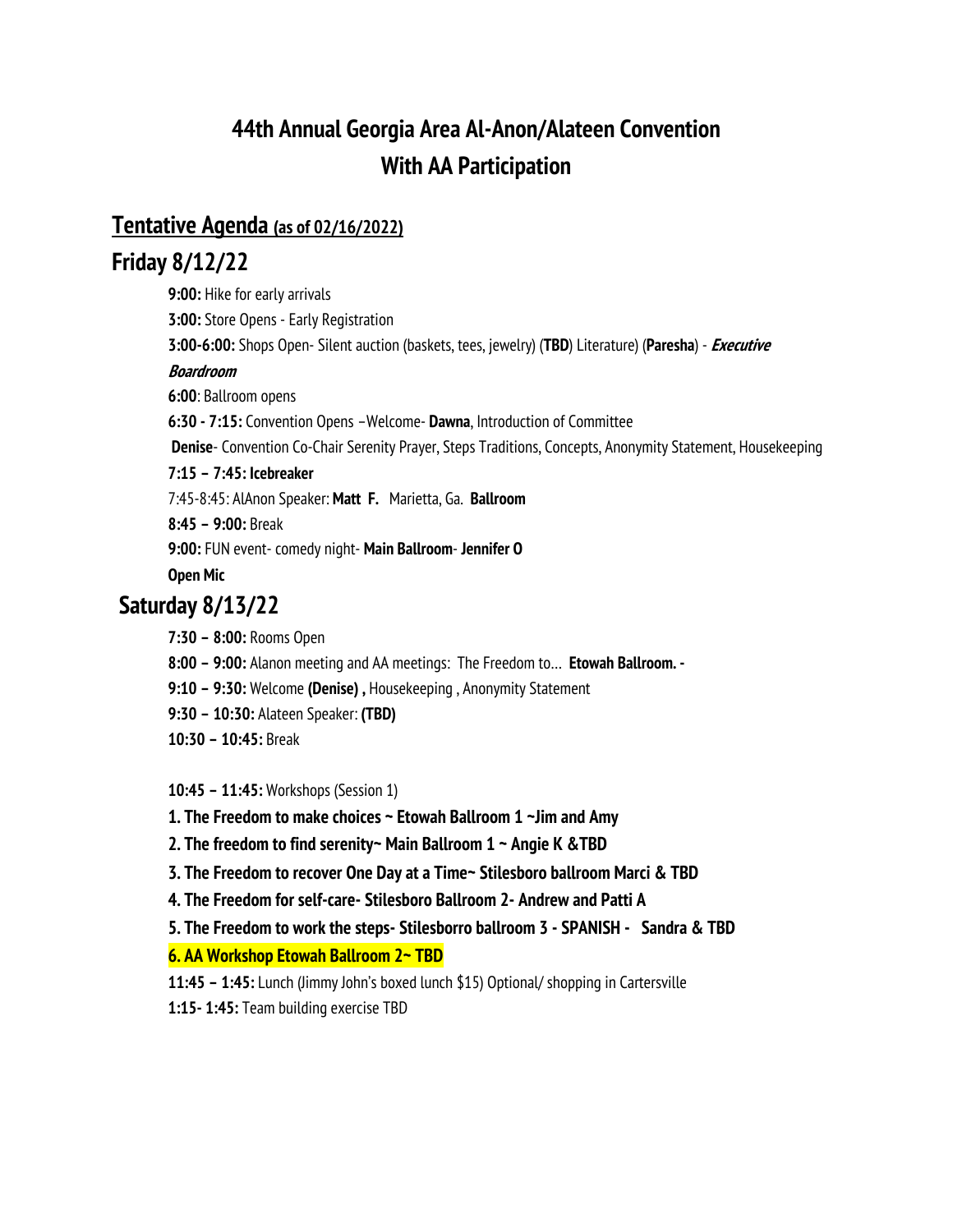# 44th Annual Georgia Area Al-Anon/Alateen Convention
# With AA Participation

## <u>Tentative Agenda (as of 02/16/2022)</u>

## Friday 8/12/22

**9:00:** Hike for early arrivals

**3:00:** Store Opens - Early Registration

**3:00-6:00:** Shops Open- Silent auction (baskets, tees, jewelry) (**TBD**) Literature) (**Paresha**) - ***Executive Boardroom***

**6:00**: Ballroom opens

**6:30 - 7:15:** Convention Opens –Welcome- **Dawna**, Introduction of Committee

**Denise**- Convention Co-Chair Serenity Prayer, Steps Traditions, Concepts, Anonymity Statement, Housekeeping

**7:15 – 7:45: Icebreaker**

7:45-8:45: AlAnon Speaker: **Matt F.** Marietta, Ga. **Ballroom**

**8:45 – 9:00:** Break

**9:00:** FUN event- comedy night- **Main Ballroom**- **Jennifer O**

**Open Mic**

## Saturday 8/13/22

**7:30 – 8:00:** Rooms Open

**8:00 – 9:00:** Alanon meeting and AA meetings: The Freedom to… **Etowah Ballroom. -**

**9:10 – 9:30:** Welcome **(Denise) ,** Housekeeping , Anonymity Statement

**9:30 – 10:30:** Alateen Speaker: **(TBD)**

**10:30 – 10:45:** Break

**10:45 – 11:45:** Workshops (Session 1)

**1. The Freedom to make choices ~ Etowah Ballroom 1 ~Jim and Amy**

**2. The freedom to find serenity~ Main Ballroom 1 ~ Angie K &TBD**

**3. The Freedom to recover One Day at a Time~ Stilesboro ballroom Marci & TBD**

**4. The Freedom for self-care- Stilesboro Ballroom 2- Andrew and Patti A**

**5. The Freedom to work the steps- Stilesborro ballroom 3 - SPANISH - Sandra & TBD**

**6. AA Workshop Etowah Ballroom 2~ TBD**

**11:45 – 1:45:** Lunch (Jimmy John's boxed lunch $15) Optional/ shopping in Cartersville

**1:15- 1:45:** Team building exercise TBD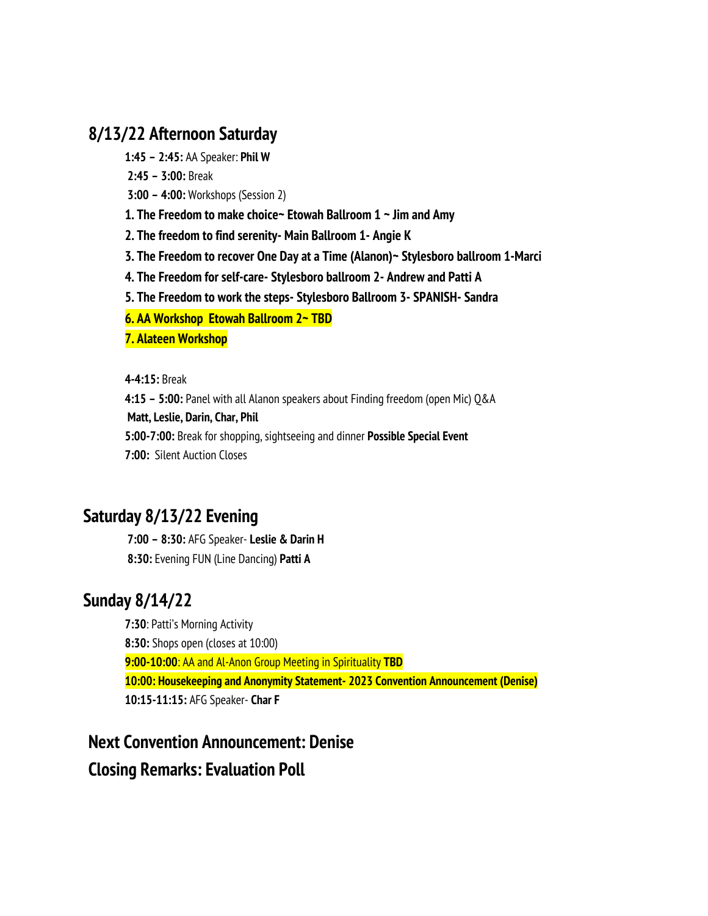## 8/13/22 Afternoon Saturday

**1:45 – 2:45:** AA Speaker: **Phil W**

**2:45 – 3:00:** Break

**3:00 – 4:00:** Workshops (Session 2)

**1. The Freedom to make choice~ Etowah Ballroom 1 ~ Jim and Amy**

**2. The freedom to find serenity- Main Ballroom 1- Angie K**

**3. The Freedom to recover One Day at a Time (Alanon)~ Stylesboro ballroom 1-Marci**

**4. The Freedom for self-care- Stylesboro ballroom 2- Andrew and Patti A**

**5. The Freedom to work the steps- Stylesboro Ballroom 3- SPANISH- Sandra**

**6. AA Workshop Etowah Ballroom 2~ TBD**

**7. Alateen Workshop**

**4-4:15:** Break

**4:15 – 5:00:** Panel with all Alanon speakers about Finding freedom (open Mic) Q&A

**Matt, Leslie, Darin, Char, Phil**

**5:00-7:00:** Break for shopping, sightseeing and dinner **Possible Special Event**

**7:00:** Silent Auction Closes

## Saturday 8/13/22 Evening

**7:00 – 8:30:** AFG Speaker- **Leslie & Darin H**

**8:30:** Evening FUN (Line Dancing) **Patti A**

## Sunday 8/14/22

**7:30**: Patti's Morning Activity

**8:30:** Shops open (closes at 10:00)

**9:00-10:00**: AA and Al-Anon Group Meeting in Spirituality **TBD**

**10:00: Housekeeping and Anonymity Statement- 2023 Convention Announcement (Denise)**

**10:15-11:15:** AFG Speaker- **Char F**

## Next Convention Announcement: Denise

## Closing Remarks: Evaluation Poll